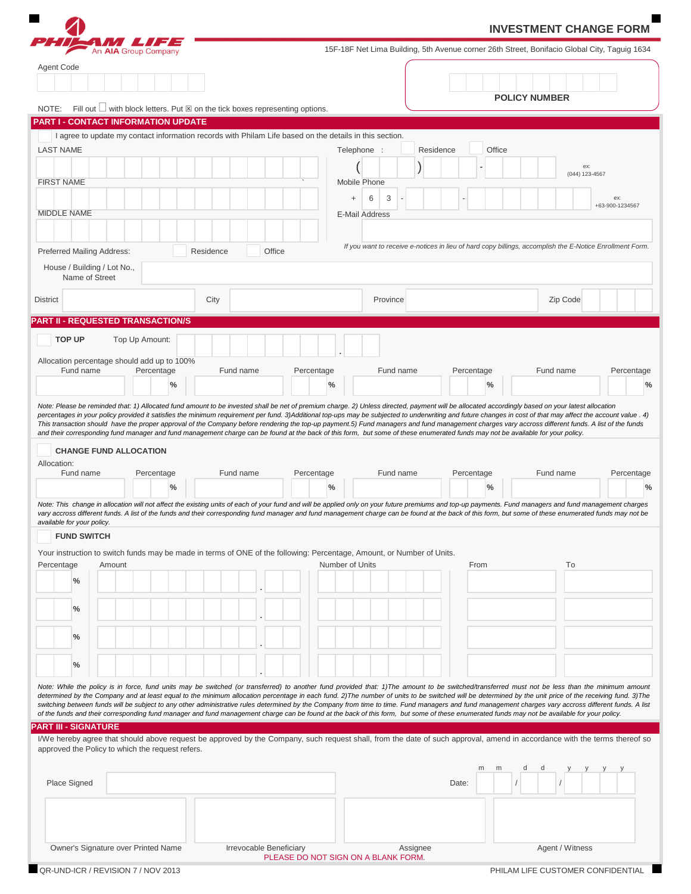PHILAM LIFE
An AIA Group Company

# INVESTMENT CHANGE FORM

15F-18F Net Lima Building, 5th Avenue corner 26th Street, Bonifacio Global City, Taguig 1634

Agent Code

POLICY NUMBER

NOTE: Fill out ☐ with block letters. Put ☒ on the tick boxes representing options.

## PART I - CONTACT INFORMATION UPDATE

☐ I agree to update my contact information records with Philam Life based on the details in this section.

LAST NAME

Telephone : ☐ Residence ☐ Office

( ) -

ex: (044) 123-4567

FIRST NAME

Mobile Phone

\+ 6 3 - -

ex: +63-900-1234567

MIDDLE NAME

E-Mail Address

*If you want to receive e-notices in lieu of hard copy billings, accomplish the E-Notice Enrollment Form.*

Preferred Mailing Address: ☐ Residence ☐ Office

House / Building / Lot No., Name of Street

District | City | Province | Zip Code

## PART II - REQUESTED TRANSACTION/S

☐ **TOP UP** Top Up Amount: .

Allocation percentage should add up to 100%

| Fund name | Percentage | Fund name | Percentage | Fund name | Percentage | Fund name | Percentage |
|---|---|---|---|---|---|---|---|
| | % | | % | | % | | % |

*Note: Please be reminded that: 1) Allocated fund amount to be invested shall be net of premium charge. 2) Unless directed, payment will be allocated accordingly based on your latest allocation percentages in your policy provided it satisfies the minimum requirement per fund. 3)Additional top-ups may be subjected to underwriting and future changes in cost of that may affect the account value . 4) This transaction should have the proper approval of the Company before rendering the top-up payment.5) Fund managers and fund management charges vary accross different funds. A list of the funds and their corresponding fund manager and fund management charge can be found at the back of this form, but some of these enumerated funds may not be available for your policy.*

☐ **CHANGE FUND ALLOCATION**

Allocation:

| Fund name | Percentage | Fund name | Percentage | Fund name | Percentage | Fund name | Percentage |
|---|---|---|---|---|---|---|---|
| | % | | % | | % | | % |

*Note: This change in allocation will not affect the existing units of each of your fund and will be applied only on your future premiums and top-up payments. Fund managers and fund management charges vary accross different funds. A list of the funds and their corresponding fund manager and fund management charge can be found at the back of this form, but some of these enumerated funds may not be available for your policy.*

☐ **FUND SWITCH**

Your instruction to switch funds may be made in terms of ONE of the following: Percentage, Amount, or Number of Units.

| Percentage | Amount | Number of Units | From | To |
|---|---|---|---|---|
| % | . | | | |
| % | . | | | |
| % | . | | | |
| % | . | | | |

*Note: While the policy is in force, fund units may be switched (or transferred) to another fund provided that: 1)The amount to be switched/transferred must not be less than the minimum amount determined by the Company and at least equal to the minimum allocation percentage in each fund. 2)The number of units to be switched will be determined by the unit price of the receiving fund. 3)The switching between funds will be subject to any other administrative rules determined by the Company from time to time. Fund managers and fund management charges vary accross different funds. A list of the funds and their corresponding fund manager and fund management charge can be found at the back of this form, but some of these enumerated funds may not be available for your policy.*

## PART III - SIGNATURE

I/We hereby agree that should above request be approved by the Company, such request shall, from the date of such approval, amend in accordance with the terms thereof so approved the Policy to which the request refers.

Place Signed

Date: mm / dd / yyyy

| Owner's Signature over Printed Name | Irrevocable Beneficiary | Assignee | Agent / Witness |
|---|---|---|---|

PLEASE DO NOT SIGN ON A BLANK FORM.

QR-UND-ICR / REVISION 7 / NOV 2013

PHILAM LIFE CUSTOMER CONFIDENTIAL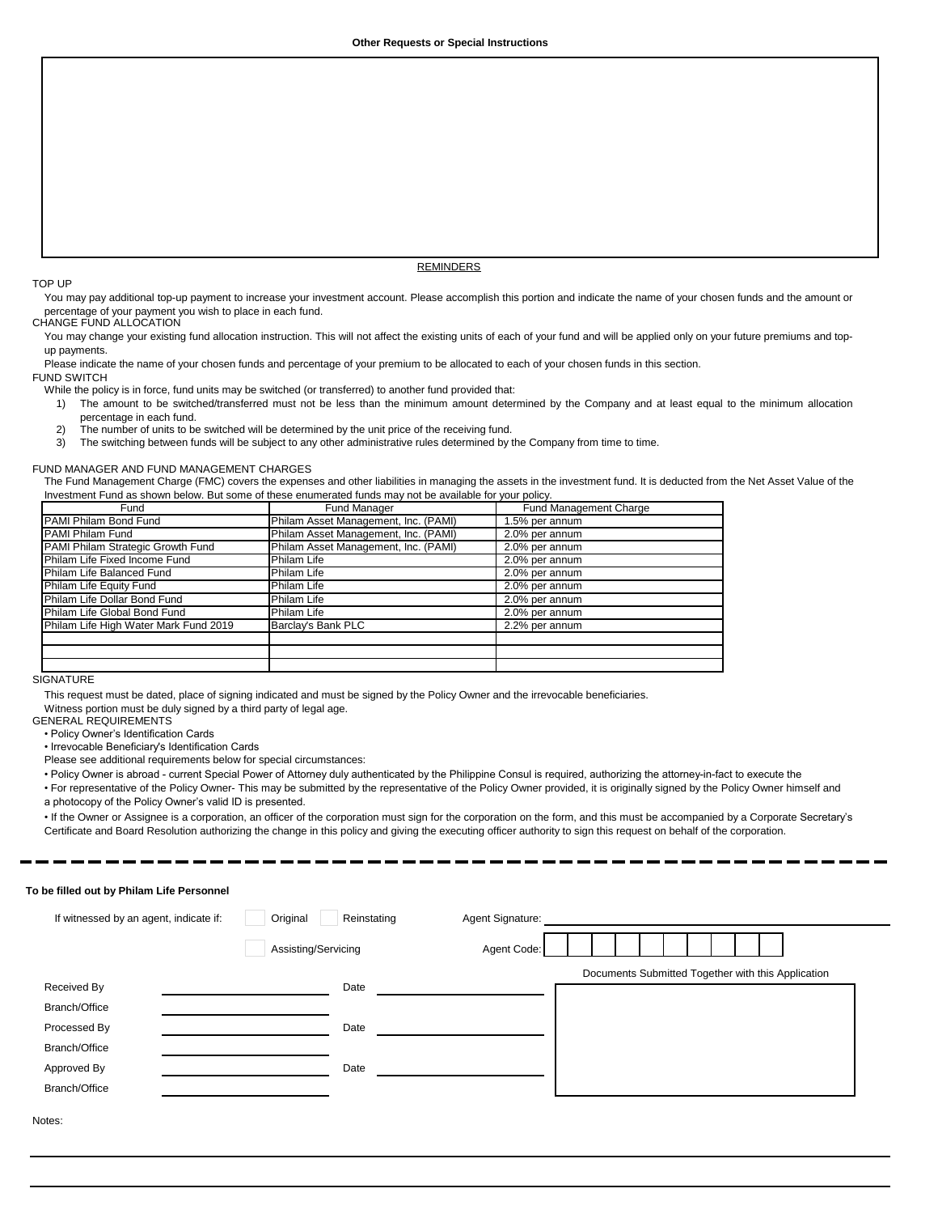**Other Requests or Special Instructions**

REMINDERS

TOP UP

You may pay additional top-up payment to increase your investment account. Please accomplish this portion and indicate the name of your chosen funds and the amount or percentage of your payment you wish to place in each fund.

CHANGE FUND ALLOCATION

You may change your existing fund allocation instruction. This will not affect the existing units of each of your fund and will be applied only on your future premiums and top-up payments.

Please indicate the name of your chosen funds and percentage of your premium to be allocated to each of your chosen funds in this section.

FUND SWITCH

While the policy is in force, fund units may be switched (or transferred) to another fund provided that:

1) The amount to be switched/transferred must not be less than the minimum amount determined by the Company and at least equal to the minimum allocation percentage in each fund.
2) The number of units to be switched will be determined by the unit price of the receiving fund.
3) The switching between funds will be subject to any other administrative rules determined by the Company from time to time.

FUND MANAGER AND FUND MANAGEMENT CHARGES

The Fund Management Charge (FMC) covers the expenses and other liabilities in managing the assets in the investment fund. It is deducted from the Net Asset Value of the Investment Fund as shown below. But some of these enumerated funds may not be available for your policy.

| Fund | Fund Manager | Fund Management Charge |
|---|---|---|
| PAMI Philam Bond Fund | Philam Asset Management, Inc. (PAMI) | 1.5% per annum |
| PAMI Philam Fund | Philam Asset Management, Inc. (PAMI) | 2.0% per annum |
| PAMI Philam Strategic Growth Fund | Philam Asset Management, Inc. (PAMI) | 2.0% per annum |
| Philam Life Fixed Income Fund | Philam Life | 2.0% per annum |
| Philam Life Balanced Fund | Philam Life | 2.0% per annum |
| Philam Life Equity Fund | Philam Life | 2.0% per annum |
| Philam Life Dollar Bond Fund | Philam Life | 2.0% per annum |
| Philam Life Global Bond Fund | Philam Life | 2.0% per annum |
| Philam Life High Water Mark Fund 2019 | Barclay's Bank PLC | 2.2% per annum |
| | | |
| | | |
| | | |

SIGNATURE

This request must be dated, place of signing indicated and must be signed by the Policy Owner and the irrevocable beneficiaries.

Witness portion must be duly signed by a third party of legal age.

GENERAL REQUIREMENTS

- Policy Owner's Identification Cards
- Irrevocable Beneficiary's Identification Cards

Please see additional requirements below for special circumstances:

- Policy Owner is abroad - current Special Power of Attorney duly authenticated by the Philippine Consul is required, authorizing the attorney-in-fact to execute the
- For representative of the Policy Owner- This may be submitted by the representative of the Policy Owner provided, it is originally signed by the Policy Owner himself and a photocopy of the Policy Owner's valid ID is presented.
- If the Owner or Assignee is a corporation, an officer of the corporation must sign for the corporation on the form, and this must be accompanied by a Corporate Secretary's Certificate and Board Resolution authorizing the change in this policy and giving the executing officer authority to sign this request on behalf of the corporation.

---

**To be filled out by Philam Life Personnel**

If witnessed by an agent, indicate if: ☐ Original ☐ Reinstating ☐ Assisting/Servicing

Agent Signature: ____________________

Agent Code: ____________________

Received By ____________________ Date ____________________

Branch/Office ____________________

Processed By ____________________ Date ____________________

Branch/Office ____________________

Approved By ____________________ Date ____________________

Branch/Office ____________________

Documents Submitted Together with this Application

Notes: